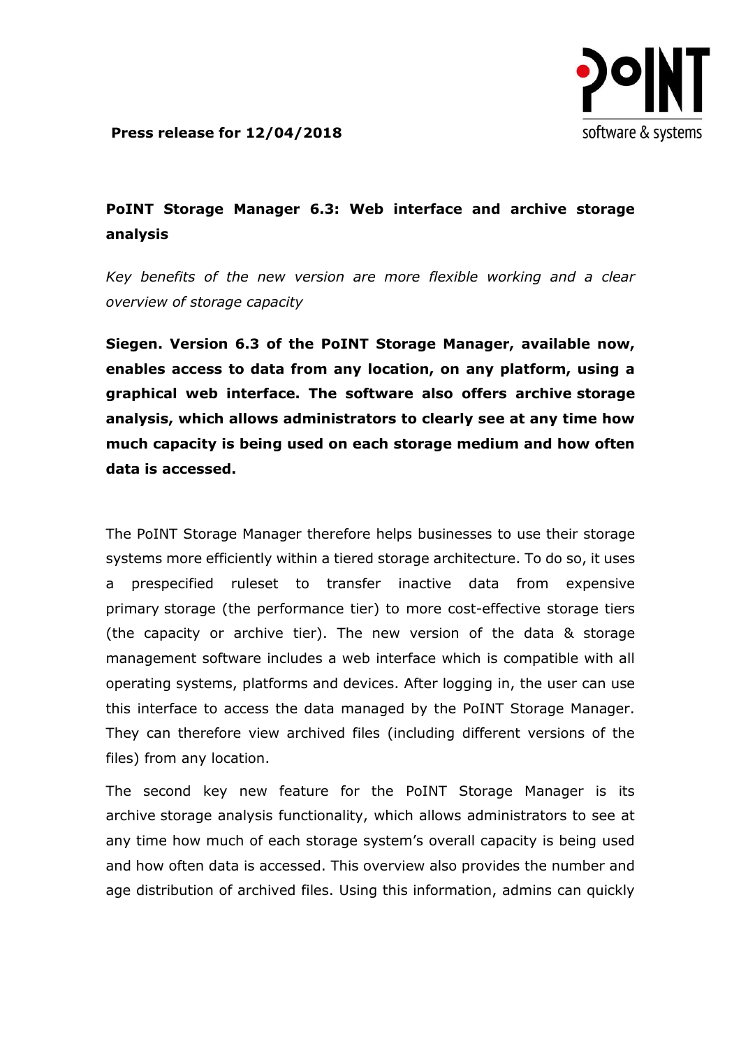**Press release for 12/04/2018**

# PoINT Storage Manager 6.3: Web interface and archive storage analysis

*Key benefits of the new version are more flexible working and a clear overview of storage capacity*

**Siegen. Version 6.3 of the PoINT Storage Manager, available now, enables access to data from any location, on any platform, using a graphical web interface. The software also offers archive storage analysis, which allows administrators to clearly see at any time how much capacity is being used on each storage medium and how often data is accessed.**

The PoINT Storage Manager therefore helps businesses to use their storage systems more efficiently within a tiered storage architecture. To do so, it uses a prespecified ruleset to transfer inactive data from expensive primary storage (the performance tier) to more cost-effective storage tiers (the capacity or archive tier). The new version of the data & storage management software includes a web interface which is compatible with all operating systems, platforms and devices. After logging in, the user can use this interface to access the data managed by the PoINT Storage Manager. They can therefore view archived files (including different versions of the files) from any location.

The second key new feature for the PoINT Storage Manager is its archive storage analysis functionality, which allows administrators to see at any time how much of each storage system's overall capacity is being used and how often data is accessed. This overview also provides the number and age distribution of archived files. Using this information, admins can quickly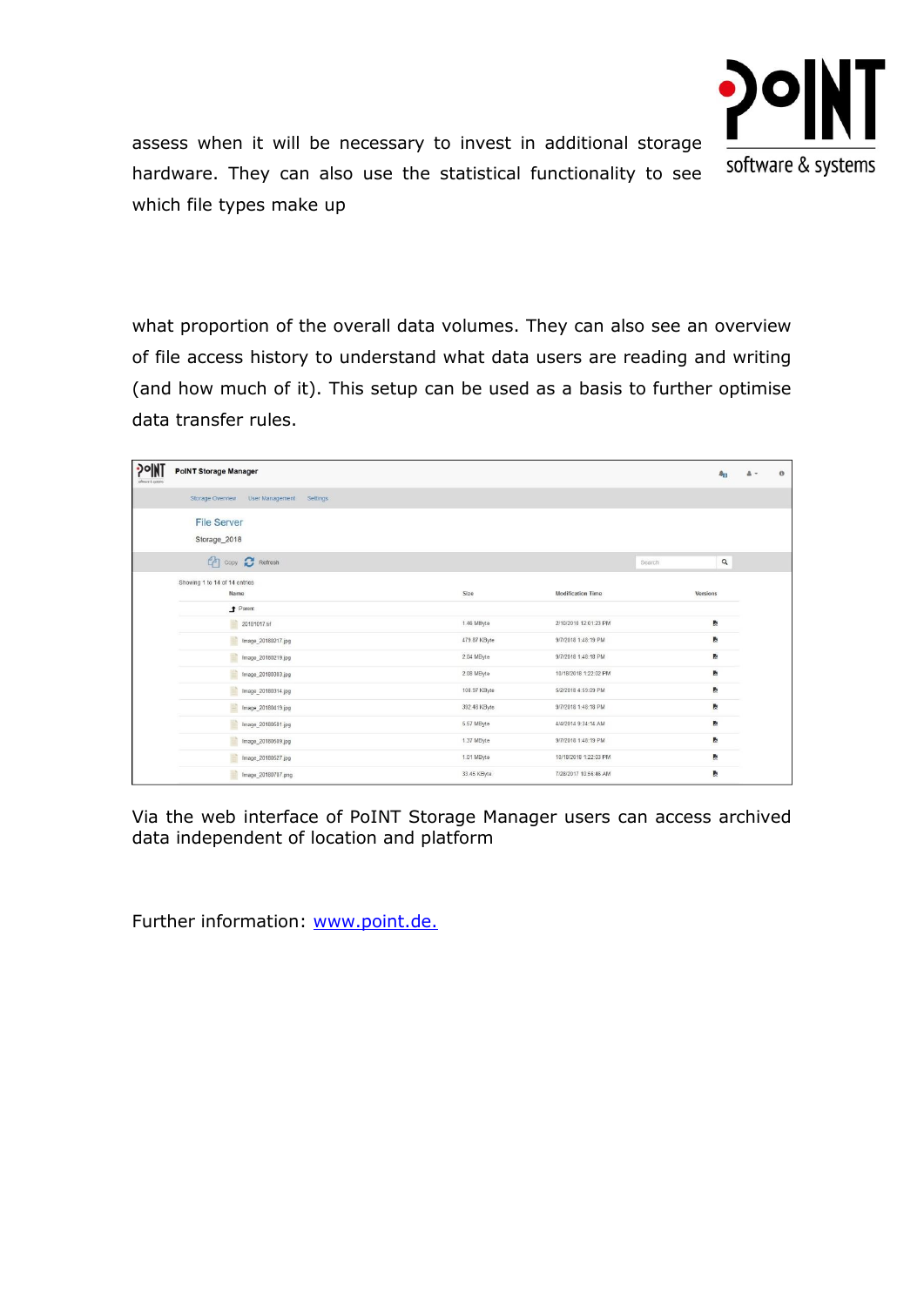assess when it will be necessary to invest in additional storage hardware. They can also use the statistical functionality to see which file types make up

what proportion of the overall data volumes. They can also see an overview of file access history to understand what data users are reading and writing (and how much of it). This setup can be used as a basis to further optimise data transfer rules.

Via the web interface of PoINT Storage Manager users can access archived data independent of location and platform

Further information: [www.point.de.](http://www.point.de)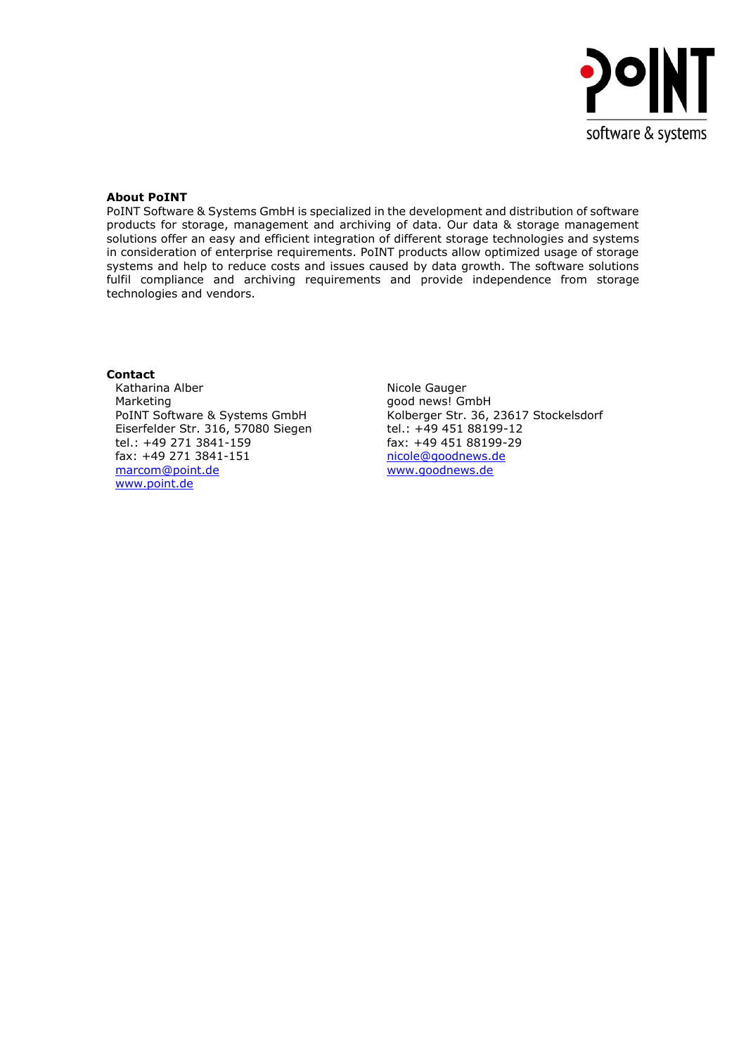**About PoINT**

PoINT Software & Systems GmbH is specialized in the development and distribution of software products for storage, management and archiving of data. Our data & storage management solutions offer an easy and efficient integration of different storage technologies and systems in consideration of enterprise requirements. PoINT products allow optimized usage of storage systems and help to reduce costs and issues caused by data growth. The software solutions fulfil compliance and archiving requirements and provide independence from storage technologies and vendors.

**Contact**

Katharina Alber
Marketing
PoINT Software & Systems GmbH
Eiserfelder Str. 316, 57080 Siegen
tel.: +49 271 3841-159
fax: +49 271 3841-151
marcom@point.de
www.point.de

Nicole Gauger
good news! GmbH
Kolberger Str. 36, 23617 Stockelsdorf
tel.: +49 451 88199-12
fax: +49 451 88199-29
nicole@goodnews.de
www.goodnews.de